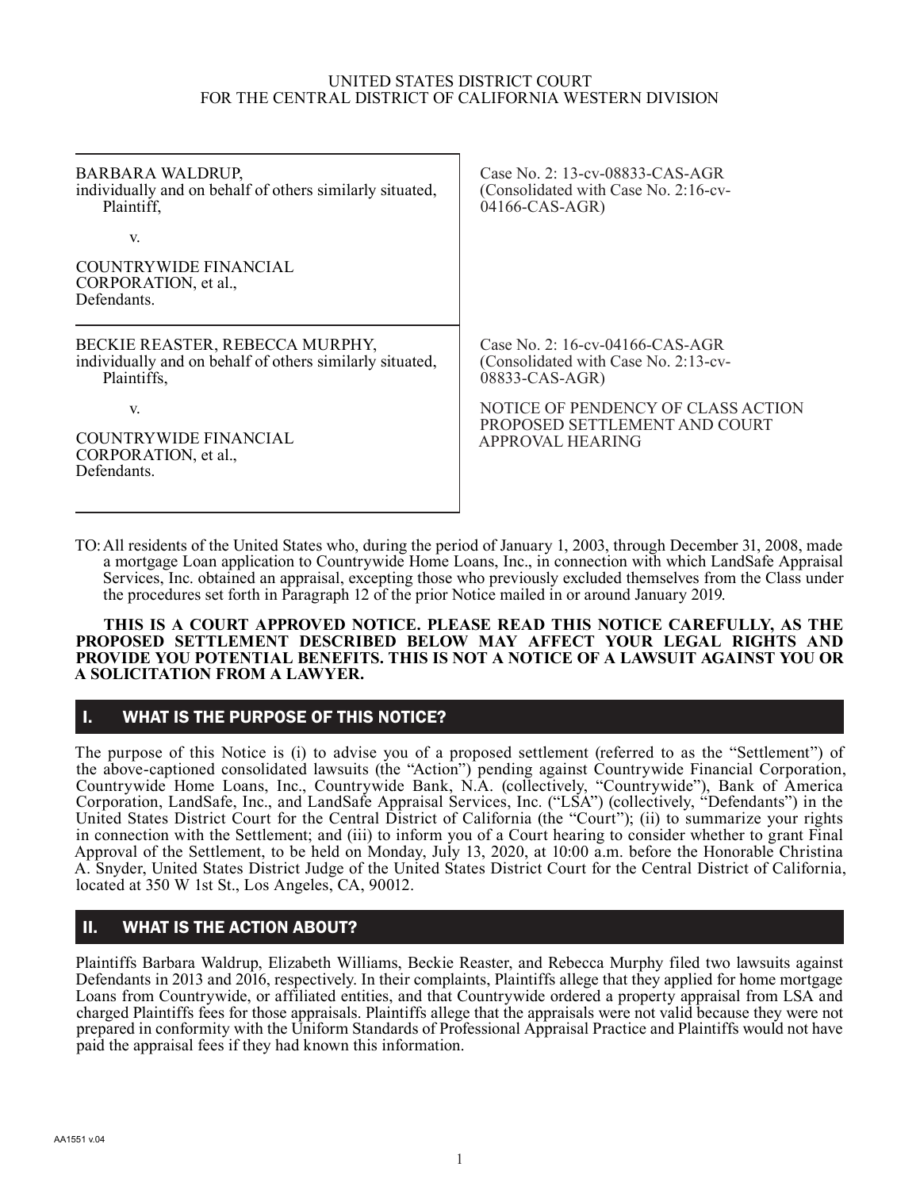UNITED STATES DISTRICT COURT
FOR THE CENTRAL DISTRICT OF CALIFORNIA WESTERN DIVISION

| | |
|---|---|
| BARBARA WALDRUP, individually and on behalf of others similarly situated, Plaintiff, <br><br> v. <br><br> COUNTRYWIDE FINANCIAL CORPORATION, et al., Defendants. | Case No. 2: 13-cv-08833-CAS-AGR (Consolidated with Case No. 2:16-cv-04166-CAS-AGR) |
| BECKIE REASTER, REBECCA MURPHY, individually and on behalf of others similarly situated, Plaintiffs, <br><br> v. <br><br> COUNTRYWIDE FINANCIAL CORPORATION, et al., Defendants. | Case No. 2: 16-cv-04166-CAS-AGR (Consolidated with Case No. 2:13-cv-08833-CAS-AGR) <br><br> NOTICE OF PENDENCY OF CLASS ACTION PROPOSED SETTLEMENT AND COURT APPROVAL HEARING |

TO: All residents of the United States who, during the period of January 1, 2003, through December 31, 2008, made a mortgage Loan application to Countrywide Home Loans, Inc., in connection with which LandSafe Appraisal Services, Inc. obtained an appraisal, excepting those who previously excluded themselves from the Class under the procedures set forth in Paragraph 12 of the prior Notice mailed in or around January 2019.

**THIS IS A COURT APPROVED NOTICE. PLEASE READ THIS NOTICE CAREFULLY, AS THE PROPOSED SETTLEMENT DESCRIBED BELOW MAY AFFECT YOUR LEGAL RIGHTS AND PROVIDE YOU POTENTIAL BENEFITS. THIS IS NOT A NOTICE OF A LAWSUIT AGAINST YOU OR A SOLICITATION FROM A LAWYER.**

## I. WHAT IS THE PURPOSE OF THIS NOTICE?

The purpose of this Notice is (i) to advise you of a proposed settlement (referred to as the "Settlement") of the above-captioned consolidated lawsuits (the "Action") pending against Countrywide Financial Corporation, Countrywide Home Loans, Inc., Countrywide Bank, N.A. (collectively, "Countrywide"), Bank of America Corporation, LandSafe, Inc., and LandSafe Appraisal Services, Inc. ("LSA") (collectively, "Defendants") in the United States District Court for the Central District of California (the "Court"); (ii) to summarize your rights in connection with the Settlement; and (iii) to inform you of a Court hearing to consider whether to grant Final Approval of the Settlement, to be held on Monday, July 13, 2020, at 10:00 a.m. before the Honorable Christina A. Snyder, United States District Judge of the United States District Court for the Central District of California, located at 350 W 1st St., Los Angeles, CA, 90012.

## II. WHAT IS THE ACTION ABOUT?

Plaintiffs Barbara Waldrup, Elizabeth Williams, Beckie Reaster, and Rebecca Murphy filed two lawsuits against Defendants in 2013 and 2016, respectively. In their complaints, Plaintiffs allege that they applied for home mortgage Loans from Countrywide, or affiliated entities, and that Countrywide ordered a property appraisal from LSA and charged Plaintiffs fees for those appraisals. Plaintiffs allege that the appraisals were not valid because they were not prepared in conformity with the Uniform Standards of Professional Appraisal Practice and Plaintiffs would not have paid the appraisal fees if they had known this information.

AA1551 v.04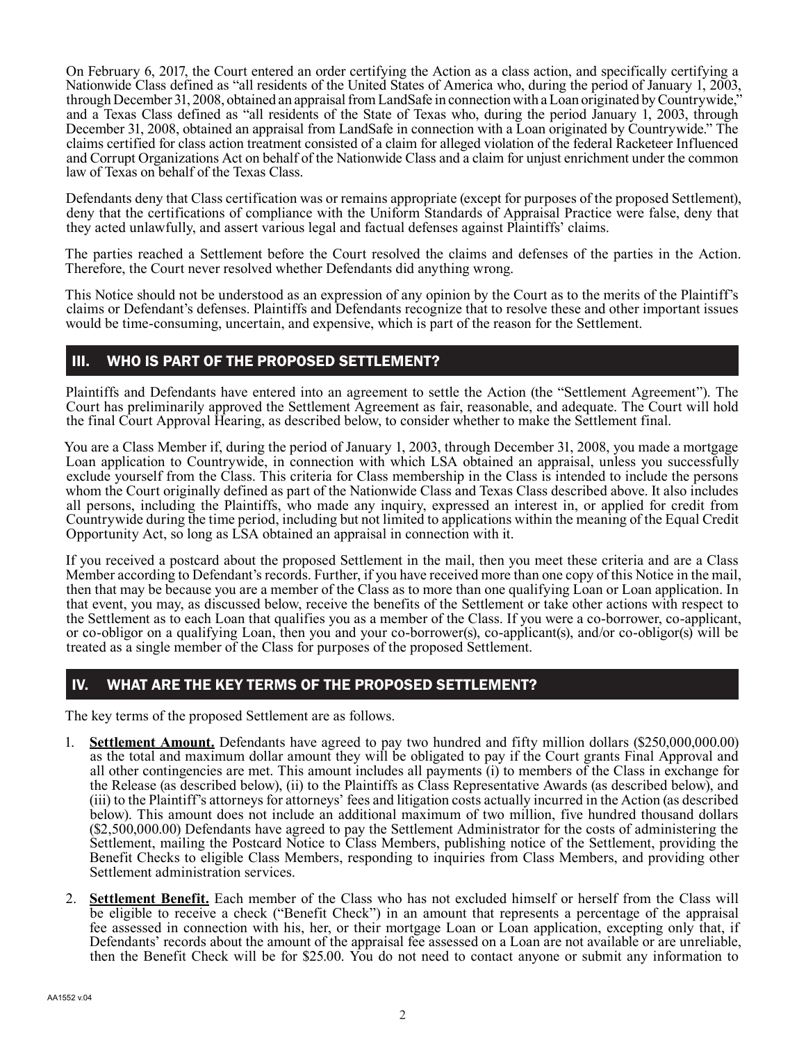On February 6, 2017, the Court entered an order certifying the Action as a class action, and specifically certifying a Nationwide Class defined as "all residents of the United States of America who, during the period of January 1, 2003, through December 31, 2008, obtained an appraisal from LandSafe in connection with a Loan originated by Countrywide," and a Texas Class defined as "all residents of the State of Texas who, during the period January 1, 2003, through December 31, 2008, obtained an appraisal from LandSafe in connection with a Loan originated by Countrywide." The claims certified for class action treatment consisted of a claim for alleged violation of the federal Racketeer Influenced and Corrupt Organizations Act on behalf of the Nationwide Class and a claim for unjust enrichment under the common law of Texas on behalf of the Texas Class.

Defendants deny that Class certification was or remains appropriate (except for purposes of the proposed Settlement), deny that the certifications of compliance with the Uniform Standards of Appraisal Practice were false, deny that they acted unlawfully, and assert various legal and factual defenses against Plaintiffs' claims.

The parties reached a Settlement before the Court resolved the claims and defenses of the parties in the Action. Therefore, the Court never resolved whether Defendants did anything wrong.

This Notice should not be understood as an expression of any opinion by the Court as to the merits of the Plaintiff's claims or Defendant's defenses. Plaintiffs and Defendants recognize that to resolve these and other important issues would be time-consuming, uncertain, and expensive, which is part of the reason for the Settlement.

## III. WHO IS PART OF THE PROPOSED SETTLEMENT?

Plaintiffs and Defendants have entered into an agreement to settle the Action (the "Settlement Agreement"). The Court has preliminarily approved the Settlement Agreement as fair, reasonable, and adequate. The Court will hold the final Court Approval Hearing, as described below, to consider whether to make the Settlement final.

You are a Class Member if, during the period of January 1, 2003, through December 31, 2008, you made a mortgage Loan application to Countrywide, in connection with which LSA obtained an appraisal, unless you successfully exclude yourself from the Class. This criteria for Class membership in the Class is intended to include the persons whom the Court originally defined as part of the Nationwide Class and Texas Class described above. It also includes all persons, including the Plaintiffs, who made any inquiry, expressed an interest in, or applied for credit from Countrywide during the time period, including but not limited to applications within the meaning of the Equal Credit Opportunity Act, so long as LSA obtained an appraisal in connection with it.

If you received a postcard about the proposed Settlement in the mail, then you meet these criteria and are a Class Member according to Defendant's records. Further, if you have received more than one copy of this Notice in the mail, then that may be because you are a member of the Class as to more than one qualifying Loan or Loan application. In that event, you may, as discussed below, receive the benefits of the Settlement or take other actions with respect to the Settlement as to each Loan that qualifies you as a member of the Class. If you were a co-borrower, co-applicant, or co-obligor on a qualifying Loan, then you and your co-borrower(s), co-applicant(s), and/or co-obligor(s) will be treated as a single member of the Class for purposes of the proposed Settlement.

## IV. WHAT ARE THE KEY TERMS OF THE PROPOSED SETTLEMENT?

The key terms of the proposed Settlement are as follows.

1. **Settlement Amount.** Defendants have agreed to pay two hundred and fifty million dollars ($250,000,000.00) as the total and maximum dollar amount they will be obligated to pay if the Court grants Final Approval and all other contingencies are met. This amount includes all payments (i) to members of the Class in exchange for the Release (as described below), (ii) to the Plaintiffs as Class Representative Awards (as described below), and (iii) to the Plaintiff's attorneys for attorneys' fees and litigation costs actually incurred in the Action (as described below). This amount does not include an additional maximum of two million, five hundred thousand dollars ($2,500,000.00) Defendants have agreed to pay the Settlement Administrator for the costs of administering the Settlement, mailing the Postcard Notice to Class Members, publishing notice of the Settlement, providing the Benefit Checks to eligible Class Members, responding to inquiries from Class Members, and providing other Settlement administration services.

2. **Settlement Benefit.** Each member of the Class who has not excluded himself or herself from the Class will be eligible to receive a check ("Benefit Check") in an amount that represents a percentage of the appraisal fee assessed in connection with his, her, or their mortgage Loan or Loan application, excepting only that, if Defendants' records about the amount of the appraisal fee assessed on a Loan are not available or are unreliable, then the Benefit Check will be for $25.00. You do not need to contact anyone or submit any information to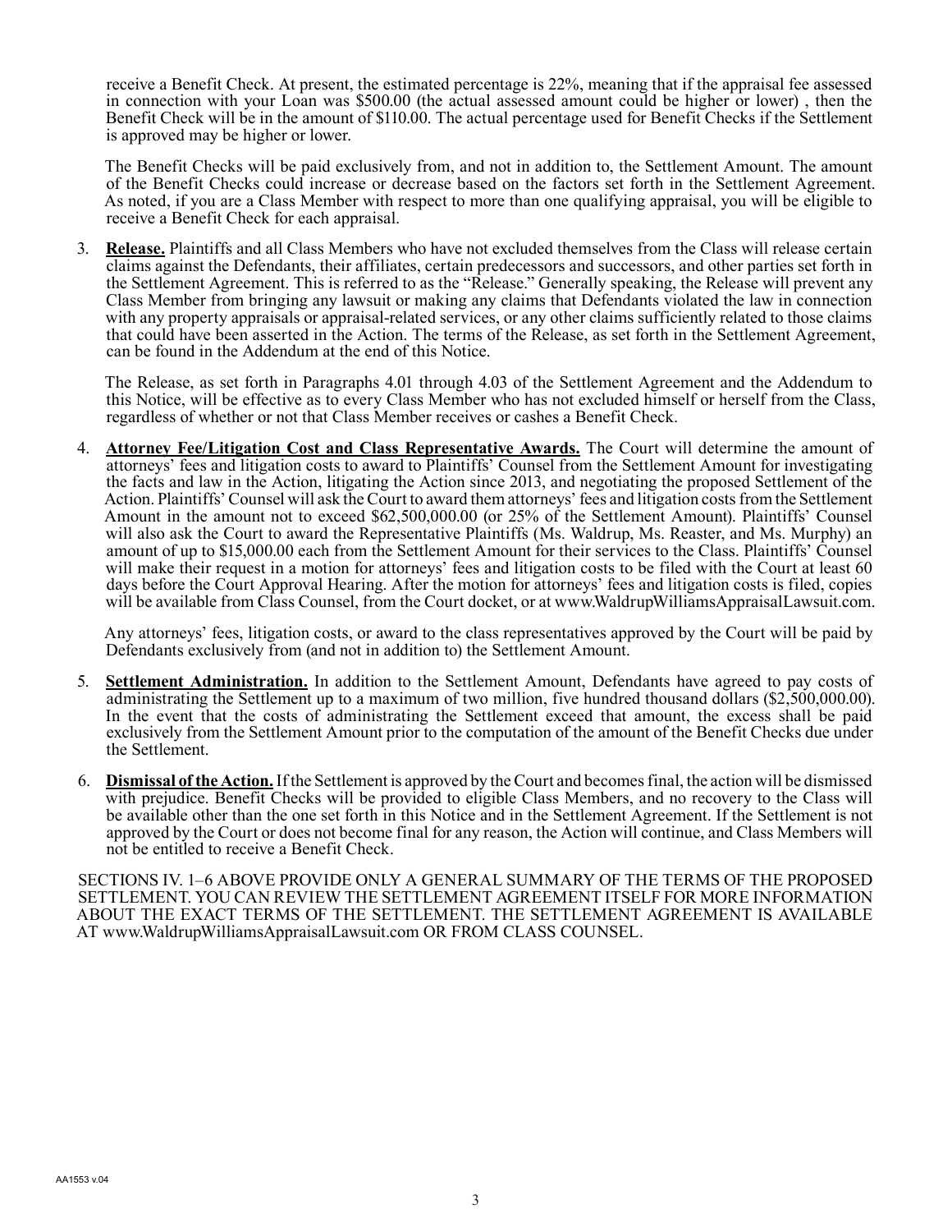receive a Benefit Check. At present, the estimated percentage is 22%, meaning that if the appraisal fee assessed in connection with your Loan was $500.00 (the actual assessed amount could be higher or lower) , then the Benefit Check will be in the amount of $110.00. The actual percentage used for Benefit Checks if the Settlement is approved may be higher or lower.

The Benefit Checks will be paid exclusively from, and not in addition to, the Settlement Amount. The amount of the Benefit Checks could increase or decrease based on the factors set forth in the Settlement Agreement. As noted, if you are a Class Member with respect to more than one qualifying appraisal, you will be eligible to receive a Benefit Check for each appraisal.

3. **Release.** Plaintiffs and all Class Members who have not excluded themselves from the Class will release certain claims against the Defendants, their affiliates, certain predecessors and successors, and other parties set forth in the Settlement Agreement. This is referred to as the "Release." Generally speaking, the Release will prevent any Class Member from bringing any lawsuit or making any claims that Defendants violated the law in connection with any property appraisals or appraisal-related services, or any other claims sufficiently related to those claims that could have been asserted in the Action. The terms of the Release, as set forth in the Settlement Agreement, can be found in the Addendum at the end of this Notice.

   The Release, as set forth in Paragraphs 4.01 through 4.03 of the Settlement Agreement and the Addendum to this Notice, will be effective as to every Class Member who has not excluded himself or herself from the Class, regardless of whether or not that Class Member receives or cashes a Benefit Check.

4. **Attorney Fee/Litigation Cost and Class Representative Awards.** The Court will determine the amount of attorneys' fees and litigation costs to award to Plaintiffs' Counsel from the Settlement Amount for investigating the facts and law in the Action, litigating the Action since 2013, and negotiating the proposed Settlement of the Action. Plaintiffs' Counsel will ask the Court to award them attorneys' fees and litigation costs from the Settlement Amount in the amount not to exceed $62,500,000.00 (or 25% of the Settlement Amount). Plaintiffs' Counsel will also ask the Court to award the Representative Plaintiffs (Ms. Waldrup, Ms. Reaster, and Ms. Murphy) an amount of up to $15,000.00 each from the Settlement Amount for their services to the Class. Plaintiffs' Counsel will make their request in a motion for attorneys' fees and litigation costs to be filed with the Court at least 60 days before the Court Approval Hearing. After the motion for attorneys' fees and litigation costs is filed, copies will be available from Class Counsel, from the Court docket, or at www.WaldrupWilliamsAppraisalLawsuit.com.

   Any attorneys' fees, litigation costs, or award to the class representatives approved by the Court will be paid by Defendants exclusively from (and not in addition to) the Settlement Amount.

5. **Settlement Administration.** In addition to the Settlement Amount, Defendants have agreed to pay costs of administrating the Settlement up to a maximum of two million, five hundred thousand dollars ($2,500,000.00). In the event that the costs of administrating the Settlement exceed that amount, the excess shall be paid exclusively from the Settlement Amount prior to the computation of the amount of the Benefit Checks due under the Settlement.

6. **Dismissal of the Action.** If the Settlement is approved by the Court and becomes final, the action will be dismissed with prejudice. Benefit Checks will be provided to eligible Class Members, and no recovery to the Class will be available other than the one set forth in this Notice and in the Settlement Agreement. If the Settlement is not approved by the Court or does not become final for any reason, the Action will continue, and Class Members will not be entitled to receive a Benefit Check.

SECTIONS IV. 1–6 ABOVE PROVIDE ONLY A GENERAL SUMMARY OF THE TERMS OF THE PROPOSED SETTLEMENT. YOU CAN REVIEW THE SETTLEMENT AGREEMENT ITSELF FOR MORE INFORMATION ABOUT THE EXACT TERMS OF THE SETTLEMENT. THE SETTLEMENT AGREEMENT IS AVAILABLE AT www.WaldrupWilliamsAppraisalLawsuit.com OR FROM CLASS COUNSEL.

AA1553 v.04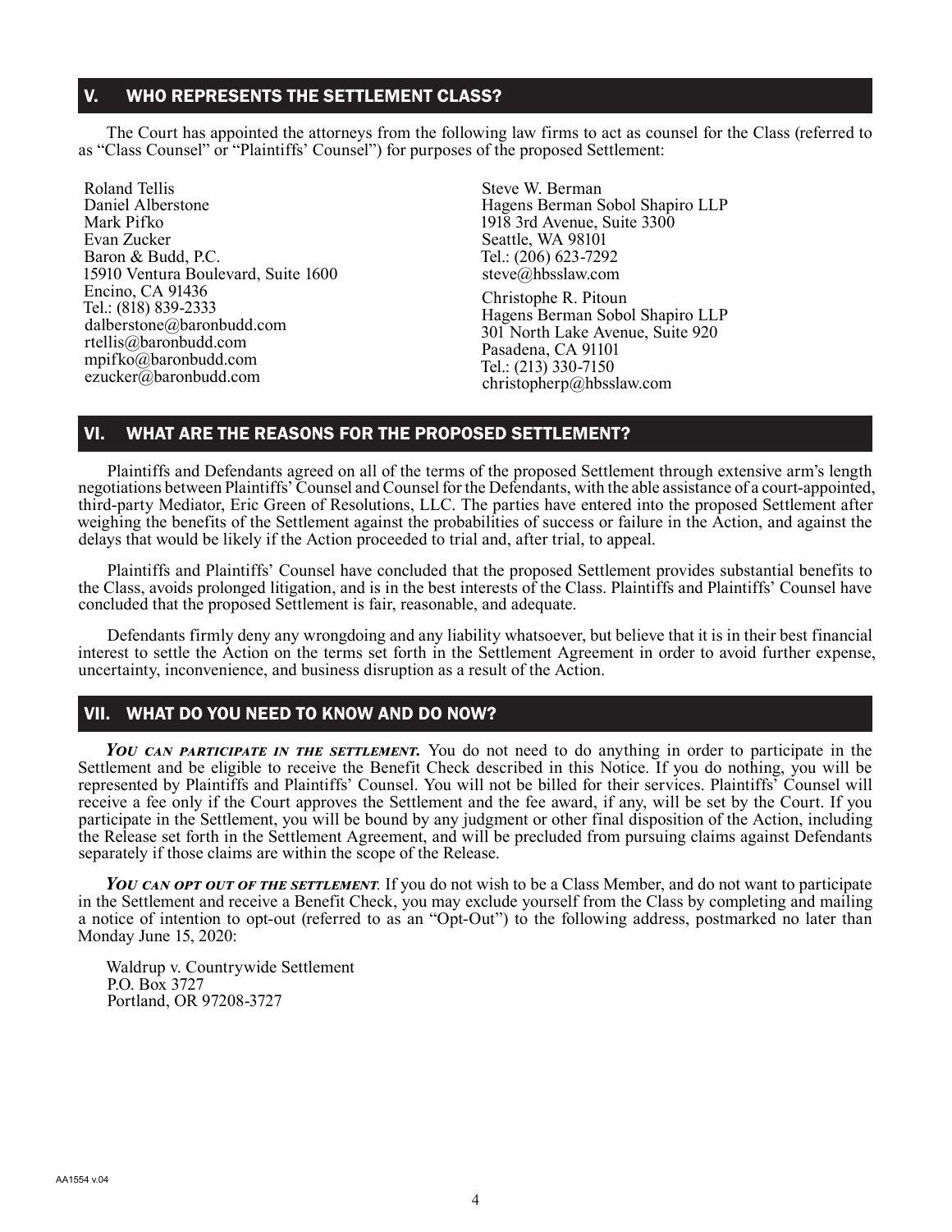## V. WHO REPRESENTS THE SETTLEMENT CLASS?

The Court has appointed the attorneys from the following law firms to act as counsel for the Class (referred to as "Class Counsel" or "Plaintiffs' Counsel") for purposes of the proposed Settlement:

Roland Tellis
Daniel Alberstone
Mark Pifko
Evan Zucker
Baron & Budd, P.C.
15910 Ventura Boulevard, Suite 1600
Encino, CA 91436
Tel.: (818) 839-2333
dalberstone@baronbudd.com
rtellis@baronbudd.com
mpifko@baronbudd.com
ezucker@baronbudd.com

Steve W. Berman
Hagens Berman Sobol Shapiro LLP
1918 3rd Avenue, Suite 3300
Seattle, WA 98101
Tel.: (206) 623-7292
steve@hbsslaw.com

Christophe R. Pitoun
Hagens Berman Sobol Shapiro LLP
301 North Lake Avenue, Suite 920
Pasadena, CA 91101
Tel.: (213) 330-7150
christopherp@hbsslaw.com

## VI. WHAT ARE THE REASONS FOR THE PROPOSED SETTLEMENT?

Plaintiffs and Defendants agreed on all of the terms of the proposed Settlement through extensive arm's length negotiations between Plaintiffs' Counsel and Counsel for the Defendants, with the able assistance of a court-appointed, third-party Mediator, Eric Green of Resolutions, LLC. The parties have entered into the proposed Settlement after weighing the benefits of the Settlement against the probabilities of success or failure in the Action, and against the delays that would be likely if the Action proceeded to trial and, after trial, to appeal.

Plaintiffs and Plaintiffs' Counsel have concluded that the proposed Settlement provides substantial benefits to the Class, avoids prolonged litigation, and is in the best interests of the Class. Plaintiffs and Plaintiffs' Counsel have concluded that the proposed Settlement is fair, reasonable, and adequate.

Defendants firmly deny any wrongdoing and any liability whatsoever, but believe that it is in their best financial interest to settle the Action on the terms set forth in the Settlement Agreement in order to avoid further expense, uncertainty, inconvenience, and business disruption as a result of the Action.

## VII. WHAT DO YOU NEED TO KNOW AND DO NOW?

***You can participate in the settlement.*** You do not need to do anything in order to participate in the Settlement and be eligible to receive the Benefit Check described in this Notice. If you do nothing, you will be represented by Plaintiffs and Plaintiffs' Counsel. You will not be billed for their services. Plaintiffs' Counsel will receive a fee only if the Court approves the Settlement and the fee award, if any, will be set by the Court. If you participate in the Settlement, you will be bound by any judgment or other final disposition of the Action, including the Release set forth in the Settlement Agreement, and will be precluded from pursuing claims against Defendants separately if those claims are within the scope of the Release.

***You can opt out of the settlement***. If you do not wish to be a Class Member, and do not want to participate in the Settlement and receive a Benefit Check, you may exclude yourself from the Class by completing and mailing a notice of intention to opt-out (referred to as an "Opt-Out") to the following address, postmarked no later than Monday June 15, 2020:

Waldrup v. Countrywide Settlement
P.O. Box 3727
Portland, OR 97208-3727

AA1554 v.04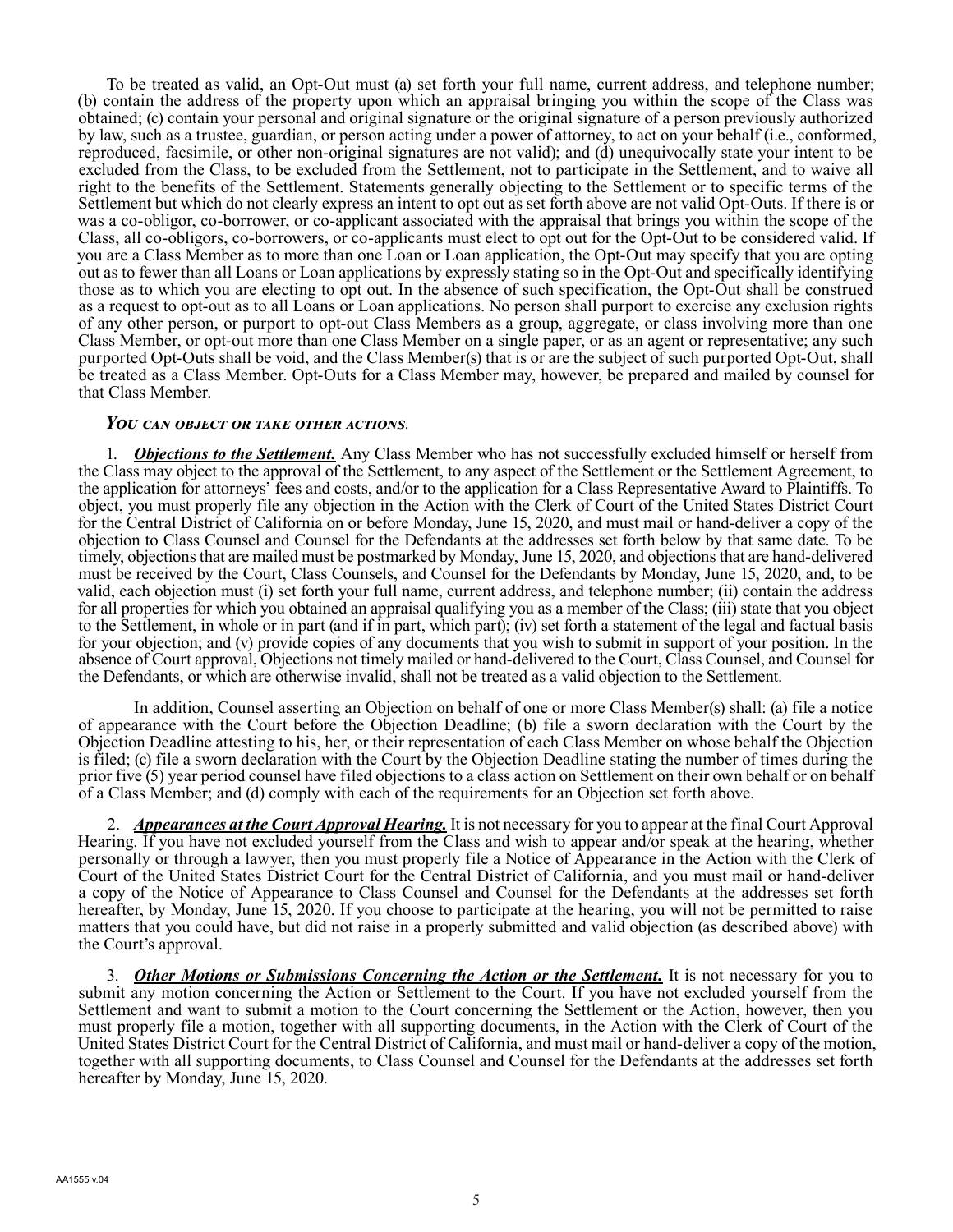To be treated as valid, an Opt-Out must (a) set forth your full name, current address, and telephone number; (b) contain the address of the property upon which an appraisal bringing you within the scope of the Class was obtained; (c) contain your personal and original signature or the original signature of a person previously authorized by law, such as a trustee, guardian, or person acting under a power of attorney, to act on your behalf (i.e., conformed, reproduced, facsimile, or other non-original signatures are not valid); and (d) unequivocally state your intent to be excluded from the Class, to be excluded from the Settlement, not to participate in the Settlement, and to waive all right to the benefits of the Settlement. Statements generally objecting to the Settlement or to specific terms of the Settlement but which do not clearly express an intent to opt out as set forth above are not valid Opt-Outs. If there is or was a co-obligor, co-borrower, or co-applicant associated with the appraisal that brings you within the scope of the Class, all co-obligors, co-borrowers, or co-applicants must elect to opt out for the Opt-Out to be considered valid. If you are a Class Member as to more than one Loan or Loan application, the Opt-Out may specify that you are opting out as to fewer than all Loans or Loan applications by expressly stating so in the Opt-Out and specifically identifying those as to which you are electing to opt out. In the absence of such specification, the Opt-Out shall be construed as a request to opt-out as to all Loans or Loan applications. No person shall purport to exercise any exclusion rights of any other person, or purport to opt-out Class Members as a group, aggregate, or class involving more than one Class Member, or opt-out more than one Class Member on a single paper, or as an agent or representative; any such purported Opt-Outs shall be void, and the Class Member(s) that is or are the subject of such purported Opt-Out, shall be treated as a Class Member. Opt-Outs for a Class Member may, however, be prepared and mailed by counsel for that Class Member.

### *You can object or take other actions.*

1. ***Objections to the Settlement.*** Any Class Member who has not successfully excluded himself or herself from the Class may object to the approval of the Settlement, to any aspect of the Settlement or the Settlement Agreement, to the application for attorneys' fees and costs, and/or to the application for a Class Representative Award to Plaintiffs. To object, you must properly file any objection in the Action with the Clerk of Court of the United States District Court for the Central District of California on or before Monday, June 15, 2020, and must mail or hand-deliver a copy of the objection to Class Counsel and Counsel for the Defendants at the addresses set forth below by that same date. To be timely, objections that are mailed must be postmarked by Monday, June 15, 2020, and objections that are hand-delivered must be received by the Court, Class Counsels, and Counsel for the Defendants by Monday, June 15, 2020, and, to be valid, each objection must (i) set forth your full name, current address, and telephone number; (ii) contain the address for all properties for which you obtained an appraisal qualifying you as a member of the Class; (iii) state that you object to the Settlement, in whole or in part (and if in part, which part); (iv) set forth a statement of the legal and factual basis for your objection; and (v) provide copies of any documents that you wish to submit in support of your position. In the absence of Court approval, Objections not timely mailed or hand-delivered to the Court, Class Counsel, and Counsel for the Defendants, or which are otherwise invalid, shall not be treated as a valid objection to the Settlement.

In addition, Counsel asserting an Objection on behalf of one or more Class Member(s) shall: (a) file a notice of appearance with the Court before the Objection Deadline; (b) file a sworn declaration with the Court by the Objection Deadline attesting to his, her, or their representation of each Class Member on whose behalf the Objection is filed; (c) file a sworn declaration with the Court by the Objection Deadline stating the number of times during the prior five (5) year period counsel have filed objections to a class action on Settlement on their own behalf or on behalf of a Class Member; and (d) comply with each of the requirements for an Objection set forth above.

2. ***Appearances at the Court Approval Hearing.*** It is not necessary for you to appear at the final Court Approval Hearing. If you have not excluded yourself from the Class and wish to appear and/or speak at the hearing, whether personally or through a lawyer, then you must properly file a Notice of Appearance in the Action with the Clerk of Court of the United States District Court for the Central District of California, and you must mail or hand-deliver a copy of the Notice of Appearance to Class Counsel and Counsel for the Defendants at the addresses set forth hereafter, by Monday, June 15, 2020. If you choose to participate at the hearing, you will not be permitted to raise matters that you could have, but did not raise in a properly submitted and valid objection (as described above) with the Court's approval.

3. ***Other Motions or Submissions Concerning the Action or the Settlement.*** It is not necessary for you to submit any motion concerning the Action or Settlement to the Court. If you have not excluded yourself from the Settlement and want to submit a motion to the Court concerning the Settlement or the Action, however, then you must properly file a motion, together with all supporting documents, in the Action with the Clerk of Court of the United States District Court for the Central District of California, and must mail or hand-deliver a copy of the motion, together with all supporting documents, to Class Counsel and Counsel for the Defendants at the addresses set forth hereafter by Monday, June 15, 2020.

AA1555 v.04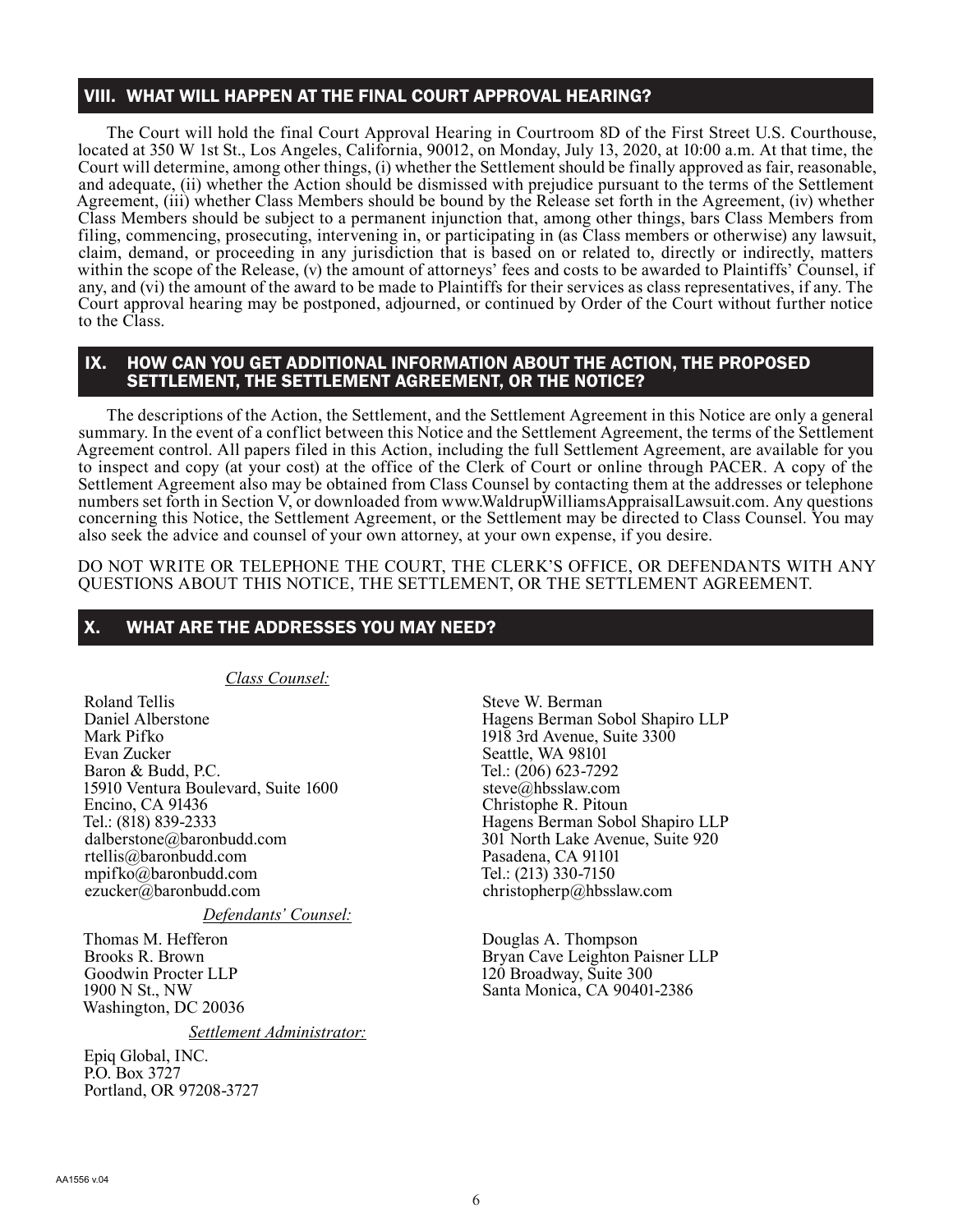## VIII. WHAT WILL HAPPEN AT THE FINAL COURT APPROVAL HEARING?

The Court will hold the final Court Approval Hearing in Courtroom 8D of the First Street U.S. Courthouse, located at 350 W 1st St., Los Angeles, California, 90012, on Monday, July 13, 2020, at 10:00 a.m. At that time, the Court will determine, among other things, (i) whether the Settlement should be finally approved as fair, reasonable, and adequate, (ii) whether the Action should be dismissed with prejudice pursuant to the terms of the Settlement Agreement, (iii) whether Class Members should be bound by the Release set forth in the Agreement, (iv) whether Class Members should be subject to a permanent injunction that, among other things, bars Class Members from filing, commencing, prosecuting, intervening in, or participating in (as Class members or otherwise) any lawsuit, claim, demand, or proceeding in any jurisdiction that is based on or related to, directly or indirectly, matters within the scope of the Release, (v) the amount of attorneys' fees and costs to be awarded to Plaintiffs' Counsel, if any, and (vi) the amount of the award to be made to Plaintiffs for their services as class representatives, if any. The Court approval hearing may be postponed, adjourned, or continued by Order of the Court without further notice to the Class.

## IX. HOW CAN YOU GET ADDITIONAL INFORMATION ABOUT THE ACTION, THE PROPOSED SETTLEMENT, THE SETTLEMENT AGREEMENT, OR THE NOTICE?

The descriptions of the Action, the Settlement, and the Settlement Agreement in this Notice are only a general summary. In the event of a conflict between this Notice and the Settlement Agreement, the terms of the Settlement Agreement control. All papers filed in this Action, including the full Settlement Agreement, are available for you to inspect and copy (at your cost) at the office of the Clerk of Court or online through PACER. A copy of the Settlement Agreement also may be obtained from Class Counsel by contacting them at the addresses or telephone numbers set forth in Section V, or downloaded from www.WaldrupWilliamsAppraisalLawsuit.com. Any questions concerning this Notice, the Settlement Agreement, or the Settlement may be directed to Class Counsel. You may also seek the advice and counsel of your own attorney, at your own expense, if you desire.

DO NOT WRITE OR TELEPHONE THE COURT, THE CLERK'S OFFICE, OR DEFENDANTS WITH ANY QUESTIONS ABOUT THIS NOTICE, THE SETTLEMENT, OR THE SETTLEMENT AGREEMENT.

## X. WHAT ARE THE ADDRESSES YOU MAY NEED?

*Class Counsel:*

Roland Tellis
Daniel Alberstone
Mark Pifko
Evan Zucker
Baron & Budd, P.C.
15910 Ventura Boulevard, Suite 1600
Encino, CA 91436
Tel.: (818) 839-2333
dalberstone@baronbudd.com
rtellis@baronbudd.com
mpifko@baronbudd.com
ezucker@baronbudd.com

Steve W. Berman
Hagens Berman Sobol Shapiro LLP
1918 3rd Avenue, Suite 3300
Seattle, WA 98101
Tel.: (206) 623-7292
steve@hbsslaw.com
Christophe R. Pitoun
Hagens Berman Sobol Shapiro LLP
301 North Lake Avenue, Suite 920
Pasadena, CA 91101
Tel.: (213) 330-7150
christopherp@hbsslaw.com

*Defendants' Counsel:*

Thomas M. Hefferon
Brooks R. Brown
Goodwin Procter LLP
1900 N St., NW
Washington, DC 20036

Douglas A. Thompson
Bryan Cave Leighton Paisner LLP
120 Broadway, Suite 300
Santa Monica, CA 90401-2386

*Settlement Administrator:*

Epiq Global, INC.
P.O. Box 3727
Portland, OR 97208-3727

AA1556 v.04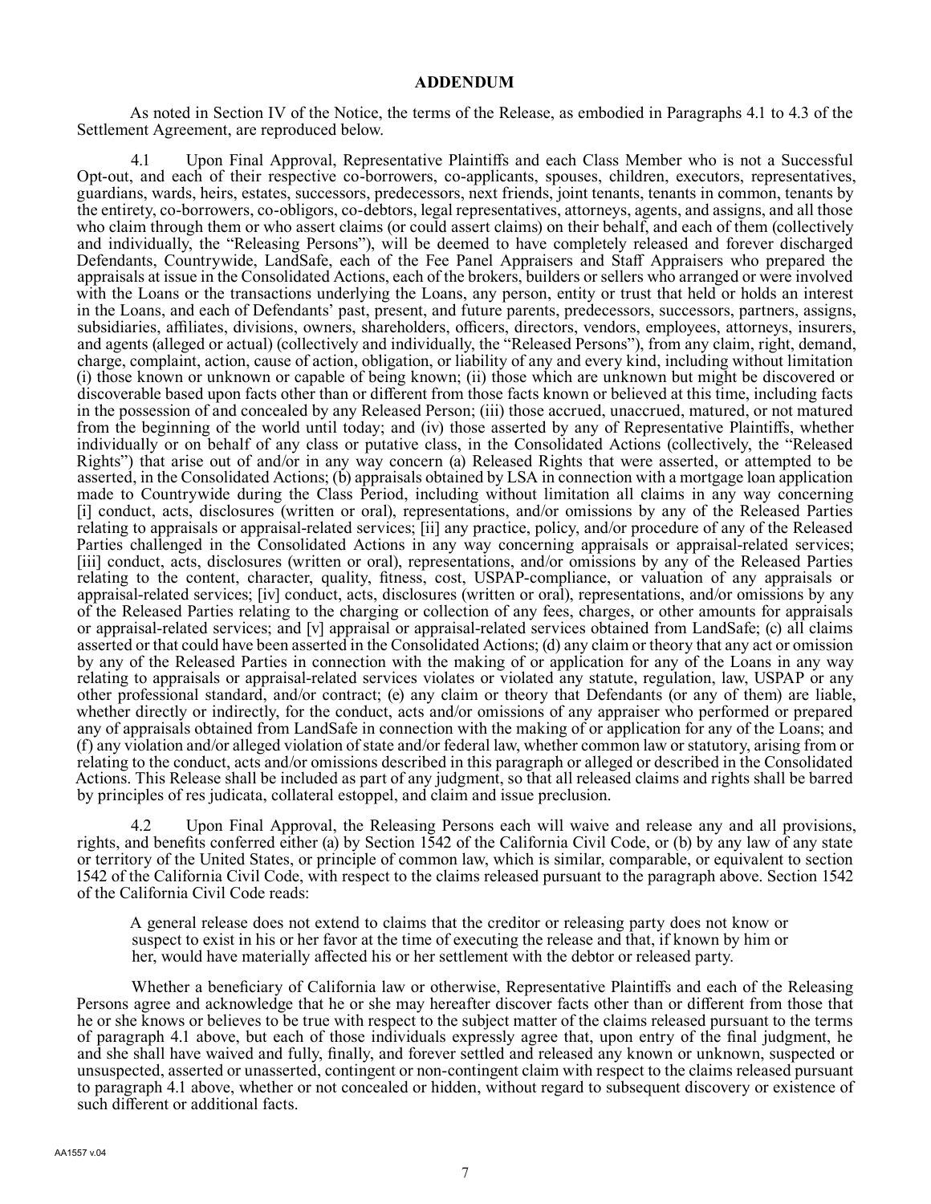## ADDENDUM

As noted in Section IV of the Notice, the terms of the Release, as embodied in Paragraphs 4.1 to 4.3 of the Settlement Agreement, are reproduced below.

4.1 Upon Final Approval, Representative Plaintiffs and each Class Member who is not a Successful Opt-out, and each of their respective co-borrowers, co-applicants, spouses, children, executors, representatives, guardians, wards, heirs, estates, successors, predecessors, next friends, joint tenants, tenants in common, tenants by the entirety, co-borrowers, co-obligors, co-debtors, legal representatives, attorneys, agents, and assigns, and all those who claim through them or who assert claims (or could assert claims) on their behalf, and each of them (collectively and individually, the "Releasing Persons"), will be deemed to have completely released and forever discharged Defendants, Countrywide, LandSafe, each of the Fee Panel Appraisers and Staff Appraisers who prepared the appraisals at issue in the Consolidated Actions, each of the brokers, builders or sellers who arranged or were involved with the Loans or the transactions underlying the Loans, any person, entity or trust that held or holds an interest in the Loans, and each of Defendants' past, present, and future parents, predecessors, successors, partners, assigns, subsidiaries, affiliates, divisions, owners, shareholders, officers, directors, vendors, employees, attorneys, insurers, and agents (alleged or actual) (collectively and individually, the "Released Persons"), from any claim, right, demand, charge, complaint, action, cause of action, obligation, or liability of any and every kind, including without limitation (i) those known or unknown or capable of being known; (ii) those which are unknown but might be discovered or discoverable based upon facts other than or different from those facts known or believed at this time, including facts in the possession of and concealed by any Released Person; (iii) those accrued, unaccrued, matured, or not matured from the beginning of the world until today; and (iv) those asserted by any of Representative Plaintiffs, whether individually or on behalf of any class or putative class, in the Consolidated Actions (collectively, the "Released Rights") that arise out of and/or in any way concern (a) Released Rights that were asserted, or attempted to be asserted, in the Consolidated Actions; (b) appraisals obtained by LSA in connection with a mortgage loan application made to Countrywide during the Class Period, including without limitation all claims in any way concerning [i] conduct, acts, disclosures (written or oral), representations, and/or omissions by any of the Released Parties relating to appraisals or appraisal-related services; [ii] any practice, policy, and/or procedure of any of the Released Parties challenged in the Consolidated Actions in any way concerning appraisals or appraisal-related services; [iii] conduct, acts, disclosures (written or oral), representations, and/or omissions by any of the Released Parties relating to the content, character, quality, fitness, cost, USPAP-compliance, or valuation of any appraisals or appraisal-related services; [iv] conduct, acts, disclosures (written or oral), representations, and/or omissions by any of the Released Parties relating to the charging or collection of any fees, charges, or other amounts for appraisals or appraisal-related services; and [v] appraisal or appraisal-related services obtained from LandSafe; (c) all claims asserted or that could have been asserted in the Consolidated Actions; (d) any claim or theory that any act or omission by any of the Released Parties in connection with the making of or application for any of the Loans in any way relating to appraisals or appraisal-related services violates or violated any statute, regulation, law, USPAP or any other professional standard, and/or contract; (e) any claim or theory that Defendants (or any of them) are liable, whether directly or indirectly, for the conduct, acts and/or omissions of any appraiser who performed or prepared any of appraisals obtained from LandSafe in connection with the making of or application for any of the Loans; and (f) any violation and/or alleged violation of state and/or federal law, whether common law or statutory, arising from or relating to the conduct, acts and/or omissions described in this paragraph or alleged or described in the Consolidated Actions. This Release shall be included as part of any judgment, so that all released claims and rights shall be barred by principles of res judicata, collateral estoppel, and claim and issue preclusion.

4.2 Upon Final Approval, the Releasing Persons each will waive and release any and all provisions, rights, and benefits conferred either (a) by Section 1542 of the California Civil Code, or (b) by any law of any state or territory of the United States, or principle of common law, which is similar, comparable, or equivalent to section 1542 of the California Civil Code, with respect to the claims released pursuant to the paragraph above. Section 1542 of the California Civil Code reads:

> A general release does not extend to claims that the creditor or releasing party does not know or suspect to exist in his or her favor at the time of executing the release and that, if known by him or her, would have materially affected his or her settlement with the debtor or released party.

Whether a beneficiary of California law or otherwise, Representative Plaintiffs and each of the Releasing Persons agree and acknowledge that he or she may hereafter discover facts other than or different from those that he or she knows or believes to be true with respect to the subject matter of the claims released pursuant to the terms of paragraph 4.1 above, but each of those individuals expressly agree that, upon entry of the final judgment, he and she shall have waived and fully, finally, and forever settled and released any known or unknown, suspected or unsuspected, asserted or unasserted, contingent or non-contingent claim with respect to the claims released pursuant to paragraph 4.1 above, whether or not concealed or hidden, without regard to subsequent discovery or existence of such different or additional facts.

AA1557 v.04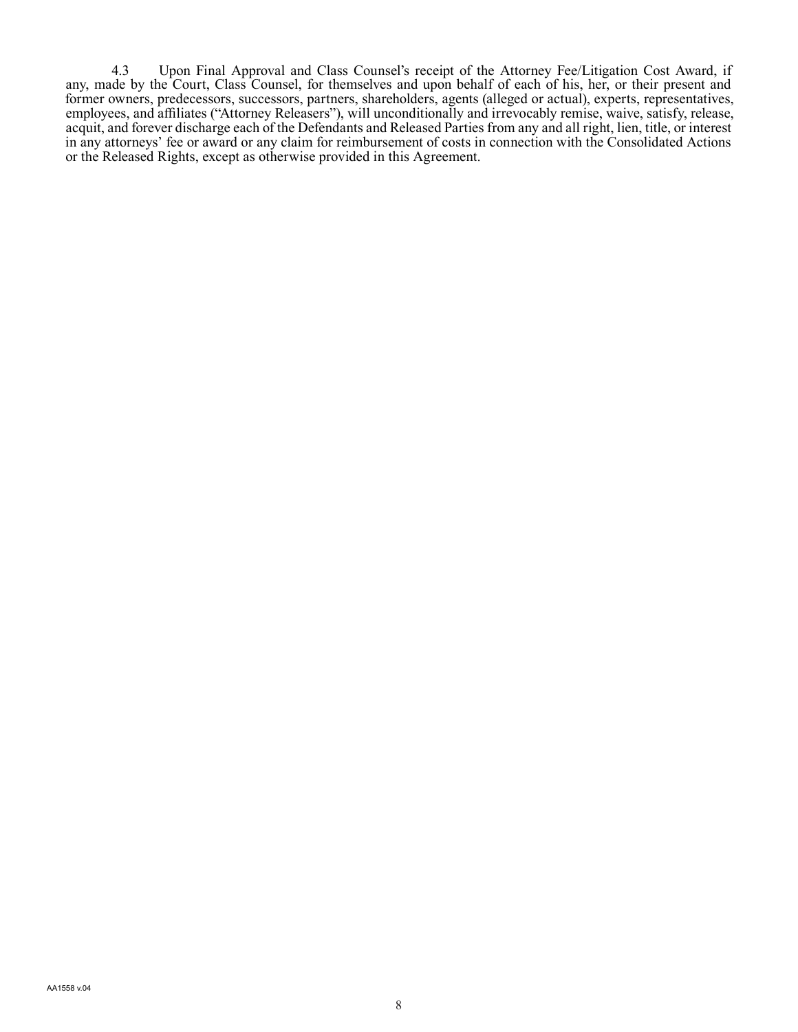4.3 Upon Final Approval and Class Counsel's receipt of the Attorney Fee/Litigation Cost Award, if any, made by the Court, Class Counsel, for themselves and upon behalf of each of his, her, or their present and former owners, predecessors, successors, partners, shareholders, agents (alleged or actual), experts, representatives, employees, and affiliates ("Attorney Releasers"), will unconditionally and irrevocably remise, waive, satisfy, release, acquit, and forever discharge each of the Defendants and Released Parties from any and all right, lien, title, or interest in any attorneys' fee or award or any claim for reimbursement of costs in connection with the Consolidated Actions or the Released Rights, except as otherwise provided in this Agreement.

AA1558 v.04